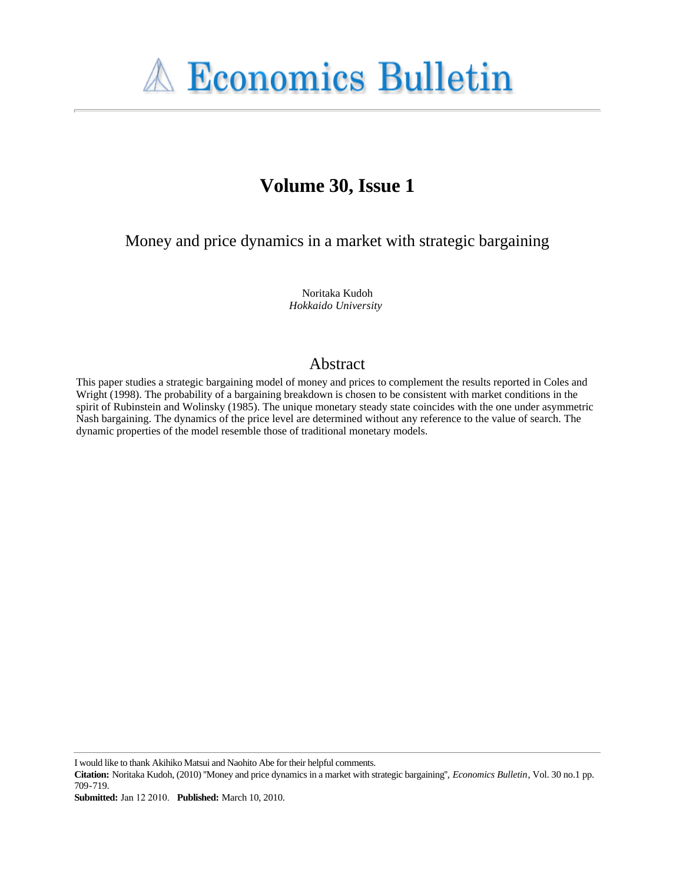# Economics Bulletin

## Volume 30, Issue 1

### Money and price dynamics in a market with strategic bargaining

Noritaka Kudoh
*Hokkaido University*

## Abstract

This paper studies a strategic bargaining model of money and prices to complement the results reported in Coles and Wright (1998). The probability of a bargaining breakdown is chosen to be consistent with market conditions in the spirit of Rubinstein and Wolinsky (1985). The unique monetary steady state coincides with the one under asymmetric Nash bargaining. The dynamics of the price level are determined without any reference to the value of search. The dynamic properties of the model resemble those of traditional monetary models.

---

I would like to thank Akihiko Matsui and Naohito Abe for their helpful comments.

**Citation:** Noritaka Kudoh, (2010) ''Money and price dynamics in a market with strategic bargaining'', *Economics Bulletin*, Vol. 30 no.1 pp. 709-719.

**Submitted:** Jan 12 2010. **Published:** March 10, 2010.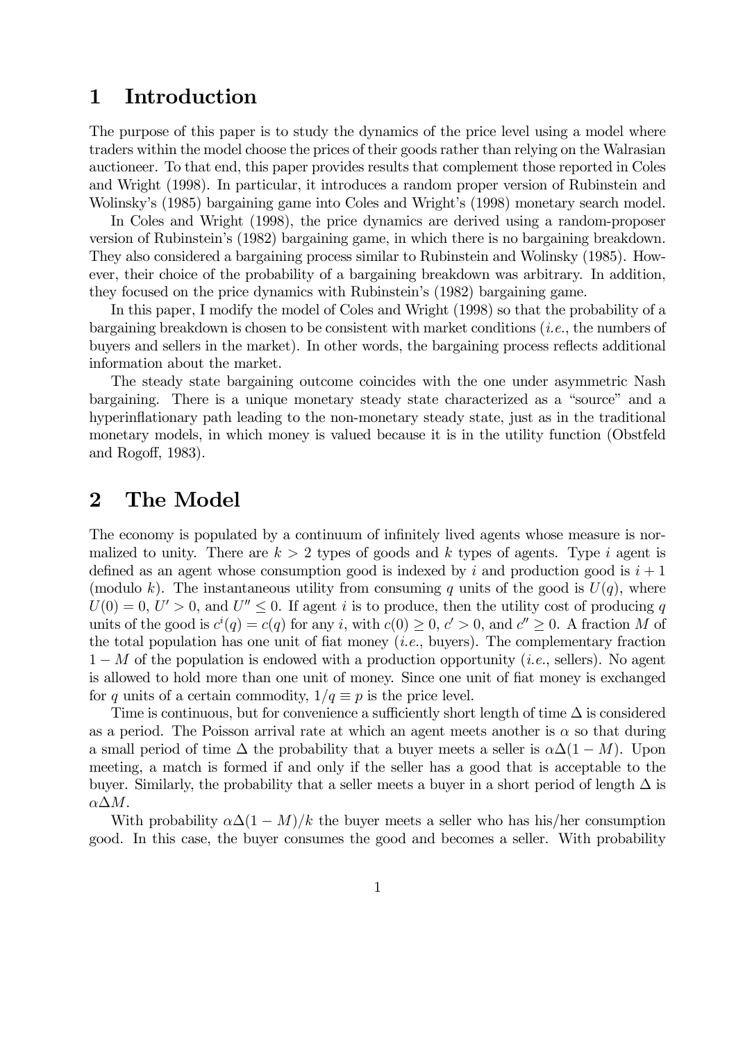# 1 Introduction

The purpose of this paper is to study the dynamics of the price level using a model where traders within the model choose the prices of their goods rather than relying on the Walrasian auctioneer. To that end, this paper provides results that complement those reported in Coles and Wright (1998). In particular, it introduces a random proper version of Rubinstein and Wolinsky's (1985) bargaining game into Coles and Wright's (1998) monetary search model.

In Coles and Wright (1998), the price dynamics are derived using a random-proposer version of Rubinstein's (1982) bargaining game, in which there is no bargaining breakdown. They also considered a bargaining process similar to Rubinstein and Wolinsky (1985). However, their choice of the probability of a bargaining breakdown was arbitrary. In addition, they focused on the price dynamics with Rubinstein's (1982) bargaining game.

In this paper, I modify the model of Coles and Wright (1998) so that the probability of a bargaining breakdown is chosen to be consistent with market conditions (*i.e.*, the numbers of buyers and sellers in the market). In other words, the bargaining process reflects additional information about the market.

The steady state bargaining outcome coincides with the one under asymmetric Nash bargaining. There is a unique monetary steady state characterized as a "source" and a hyperinflationary path leading to the non-monetary steady state, just as in the traditional monetary models, in which money is valued because it is in the utility function (Obstfeld and Rogoff, 1983).

# 2 The Model

The economy is populated by a continuum of infinitely lived agents whose measure is normalized to unity. There are $k > 2$ types of goods and $k$ types of agents. Type $i$ agent is defined as an agent whose consumption good is indexed by $i$ and production good is $i + 1$ (modulo $k$). The instantaneous utility from consuming $q$ units of the good is $U(q)$, where $U(0) = 0$, $U' > 0$, and $U'' \leq 0$. If agent $i$ is to produce, then the utility cost of producing $q$ units of the good is $c^i(q) = c(q)$ for any $i$, with $c(0) \geq 0$, $c' > 0$, and $c'' \geq 0$. A fraction $M$ of the total population has one unit of fiat money (*i.e.*, buyers). The complementary fraction $1 - M$ of the population is endowed with a production opportunity (*i.e.*, sellers). No agent is allowed to hold more than one unit of money. Since one unit of fiat money is exchanged for $q$ units of a certain commodity, $1/q \equiv p$ is the price level.

Time is continuous, but for convenience a sufficiently short length of time $\Delta$ is considered as a period. The Poisson arrival rate at which an agent meets another is $\alpha$ so that during a small period of time $\Delta$ the probability that a buyer meets a seller is $\alpha\Delta(1 - M)$. Upon meeting, a match is formed if and only if the seller has a good that is acceptable to the buyer. Similarly, the probability that a seller meets a buyer in a short period of length $\Delta$ is $\alpha\Delta M$.

With probability $\alpha\Delta(1 - M)/k$ the buyer meets a seller who has his/her consumption good. In this case, the buyer consumes the good and becomes a seller. With probability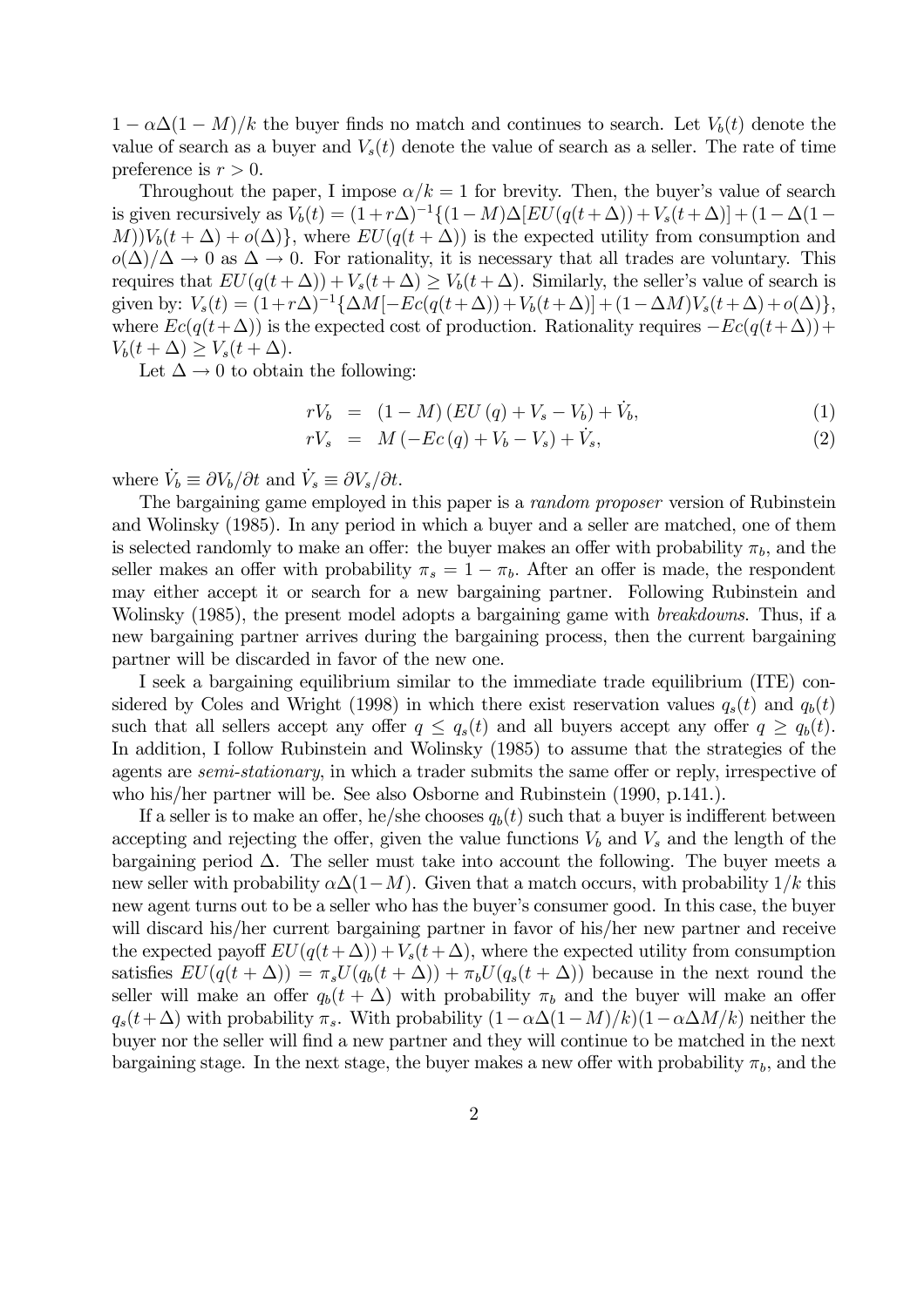$1 - \alpha\Delta(1-M)/k$ the buyer finds no match and continues to search. Let $V_b(t)$ denote the value of search as a buyer and $V_s(t)$ denote the value of search as a seller. The rate of time preference is $r > 0$.

Throughout the paper, I impose $\alpha/k = 1$ for brevity. Then, the buyer's value of search is given recursively as $V_b(t) = (1+r\Delta)^{-1}\{(1-M)\Delta[EU(q(t+\Delta)) + V_s(t+\Delta)] + (1-\Delta(1-M))V_b(t+\Delta) + o(\Delta)\}$, where $EU(q(t+\Delta))$ is the expected utility from consumption and $o(\Delta)/\Delta \to 0$ as $\Delta \to 0$. For rationality, it is necessary that all trades are voluntary. This requires that $EU(q(t+\Delta)) + V_s(t+\Delta) \geq V_b(t+\Delta)$. Similarly, the seller's value of search is given by: $V_s(t) = (1+r\Delta)^{-1}\{\Delta M[-Ec(q(t+\Delta)) + V_b(t+\Delta)] + (1-\Delta M)V_s(t+\Delta) + o(\Delta)\}$, where $Ec(q(t+\Delta))$ is the expected cost of production. Rationality requires $-Ec(q(t+\Delta)) + V_b(t+\Delta) \geq V_s(t+\Delta)$.

Let $\Delta \to 0$ to obtain the following:

$$rV_b = (1-M)\left(EU(q) + V_s - V_b\right) + \dot{V}_b, \tag{1}$$

$$rV_s = M\left(-Ec(q) + V_b - V_s\right) + \dot{V}_s, \tag{2}$$

where $\dot{V}_b \equiv \partial V_b/\partial t$ and $\dot{V}_s \equiv \partial V_s/\partial t$.

The bargaining game employed in this paper is a *random proposer* version of Rubinstein and Wolinsky (1985). In any period in which a buyer and a seller are matched, one of them is selected randomly to make an offer: the buyer makes an offer with probability $\pi_b$, and the seller makes an offer with probability $\pi_s = 1 - \pi_b$. After an offer is made, the respondent may either accept it or search for a new bargaining partner. Following Rubinstein and Wolinsky (1985), the present model adopts a bargaining game with *breakdowns*. Thus, if a new bargaining partner arrives during the bargaining process, then the current bargaining partner will be discarded in favor of the new one.

I seek a bargaining equilibrium similar to the immediate trade equilibrium (ITE) considered by Coles and Wright (1998) in which there exist reservation values $q_s(t)$ and $q_b(t)$ such that all sellers accept any offer $q \leq q_s(t)$ and all buyers accept any offer $q \geq q_b(t)$. In addition, I follow Rubinstein and Wolinsky (1985) to assume that the strategies of the agents are *semi-stationary*, in which a trader submits the same offer or reply, irrespective of who his/her partner will be. See also Osborne and Rubinstein (1990, p.141.).

If a seller is to make an offer, he/she chooses $q_b(t)$ such that a buyer is indifferent between accepting and rejecting the offer, given the value functions $V_b$ and $V_s$ and the length of the bargaining period $\Delta$. The seller must take into account the following. The buyer meets a new seller with probability $\alpha\Delta(1-M)$. Given that a match occurs, with probability $1/k$ this new agent turns out to be a seller who has the buyer's consumer good. In this case, the buyer will discard his/her current bargaining partner in favor of his/her new partner and receive the expected payoff $EU(q(t+\Delta)) + V_s(t+\Delta)$, where the expected utility from consumption satisfies $EU(q(t+\Delta)) = \pi_s U(q_b(t+\Delta)) + \pi_b U(q_s(t+\Delta))$ because in the next round the seller will make an offer $q_b(t+\Delta)$ with probability $\pi_b$ and the buyer will make an offer $q_s(t+\Delta)$ with probability $\pi_s$. With probability $(1-\alpha\Delta(1-M)/k)(1-\alpha\Delta M/k)$ neither the buyer nor the seller will find a new partner and they will continue to be matched in the next bargaining stage. In the next stage, the buyer makes a new offer with probability $\pi_b$, and the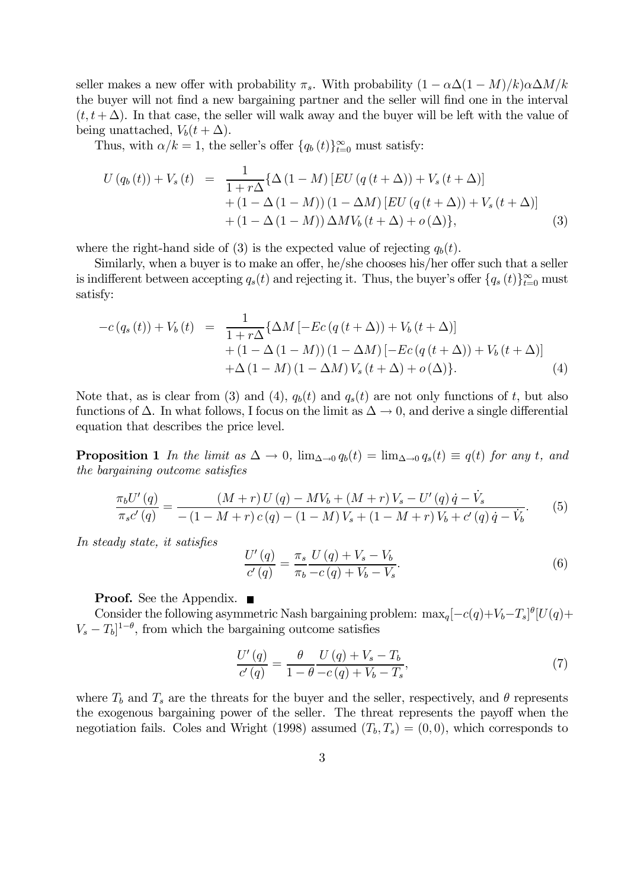seller makes a new offer with probability $\pi_s$. With probability $(1 - \alpha\Delta(1-M)/k)\alpha\Delta M/k$ the buyer will not find a new bargaining partner and the seller will find one in the interval $(t, t+\Delta)$. In that case, the seller will walk away and the buyer will be left with the value of being unattached, $V_b(t+\Delta)$.

Thus, with $\alpha/k = 1$, the seller's offer $\{q_b(t)\}_{t=0}^{\infty}$ must satisfy:

$$
\begin{aligned}
U(q_b(t)) + V_s(t) \;=\; & \frac{1}{1+r\Delta}\{\Delta(1-M)[EU(q(t+\Delta)) + V_s(t+\Delta)] \\
& + (1-\Delta(1-M))(1-\Delta M)[EU(q(t+\Delta)) + V_s(t+\Delta)] \\
& + (1-\Delta(1-M))\Delta M V_b(t+\Delta) + o(\Delta)\},
\end{aligned} \tag{3}
$$

where the right-hand side of (3) is the expected value of rejecting $q_b(t)$.

Similarly, when a buyer is to make an offer, he/she chooses his/her offer such that a seller is indifferent between accepting $q_s(t)$ and rejecting it. Thus, the buyer's offer $\{q_s(t)\}_{t=0}^{\infty}$ must satisfy:

$$
\begin{aligned}
-c(q_s(t)) + V_b(t) \;=\; & \frac{1}{1+r\Delta}\{\Delta M[-Ec(q(t+\Delta)) + V_b(t+\Delta)] \\
& + (1-\Delta(1-M))(1-\Delta M)[-Ec(q(t+\Delta)) + V_b(t+\Delta)] \\
& + \Delta(1-M)(1-\Delta M)V_s(t+\Delta) + o(\Delta)\}.
\end{aligned} \tag{4}
$$

Note that, as is clear from (3) and (4), $q_b(t)$ and $q_s(t)$ are not only functions of $t$, but also functions of $\Delta$. In what follows, I focus on the limit as $\Delta \to 0$, and derive a single differential equation that describes the price level.

**Proposition 1** *In the limit as $\Delta \to 0$, $\lim_{\Delta\to 0} q_b(t) = \lim_{\Delta\to 0} q_s(t) \equiv q(t)$ for any $t$, and the bargaining outcome satisfies*

$$
\frac{\pi_b U'(q)}{\pi_s c'(q)} = \frac{(M+r)U(q) - MV_b + (M+r)V_s - U'(q)\dot{q} - \dot{V}_s}{-(1-M+r)c(q) - (1-M)V_s + (1-M+r)V_b + c'(q)\dot{q} - \dot{V}_b}. \tag{5}
$$

*In steady state, it satisfies*

$$
\frac{U'(q)}{c'(q)} = \frac{\pi_s}{\pi_b}\frac{U(q) + V_s - V_b}{-c(q) + V_b - V_s}. \tag{6}
$$

**Proof.** See the Appendix. ■

Consider the following asymmetric Nash bargaining problem: $\max_q[-c(q)+V_b-T_s]^{\theta}[U(q)+V_s-T_b]^{1-\theta}$, from which the bargaining outcome satisfies

$$
\frac{U'(q)}{c'(q)} = \frac{\theta}{1-\theta}\frac{U(q) + V_s - T_b}{-c(q) + V_b - T_s}, \tag{7}
$$

where $T_b$ and $T_s$ are the threats for the buyer and the seller, respectively, and $\theta$ represents the exogenous bargaining power of the seller. The threat represents the payoff when the negotiation fails. Coles and Wright (1998) assumed $(T_b, T_s) = (0, 0)$, which corresponds to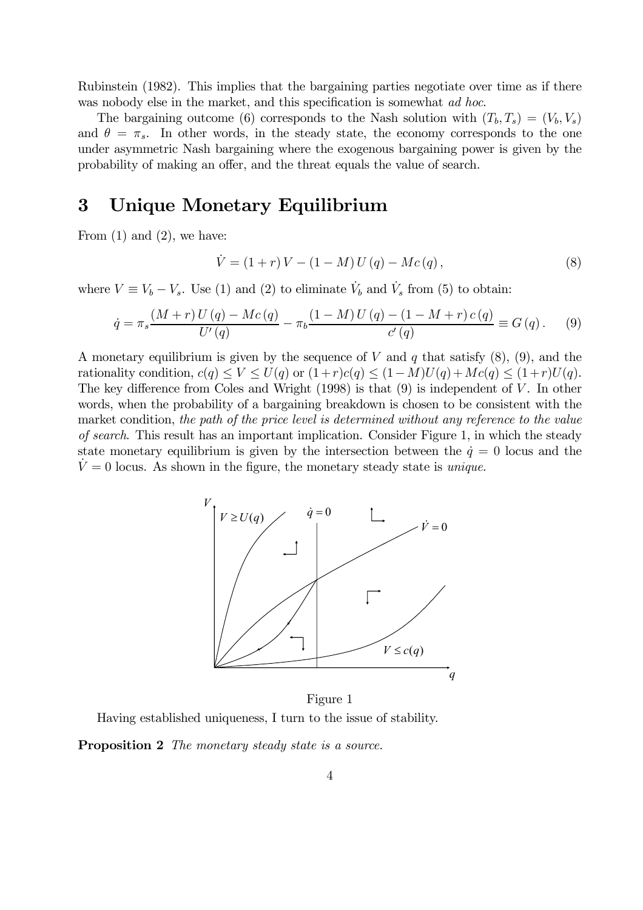Rubinstein (1982). This implies that the bargaining parties negotiate over time as if there was nobody else in the market, and this specification is somewhat *ad hoc*.

The bargaining outcome (6) corresponds to the Nash solution with $(T_b, T_s) = (V_b, V_s)$ and $\theta = \pi_s$. In other words, in the steady state, the economy corresponds to the one under asymmetric Nash bargaining where the exogenous bargaining power is given by the probability of making an offer, and the threat equals the value of search.

# 3 Unique Monetary Equilibrium

From (1) and (2), we have:

$$\dot{V} = (1+r)V - (1-M)U(q) - Mc(q), \tag{8}$$

where $V \equiv V_b - V_s$. Use (1) and (2) to eliminate $\dot{V}_b$ and $\dot{V}_s$ from (5) to obtain:

$$\dot{q} = \pi_s \frac{(M+r)U(q) - Mc(q)}{U'(q)} - \pi_b \frac{(1-M)U(q) - (1-M+r)c(q)}{c'(q)} \equiv G(q). \tag{9}$$

A monetary equilibrium is given by the sequence of $V$ and $q$ that satisfy (8), (9), and the rationality condition, $c(q) \leq V \leq U(q)$ or $(1+r)c(q) \leq (1-M)U(q) + Mc(q) \leq (1+r)U(q)$. The key difference from Coles and Wright (1998) is that (9) is independent of $V$. In other words, when the probability of a bargaining breakdown is chosen to be consistent with the market condition, *the path of the price level is determined without any reference to the value of search*. This result has an important implication. Consider Figure 1, in which the steady state monetary equilibrium is given by the intersection between the $\dot{q} = 0$ locus and the $\dot{V} = 0$ locus. As shown in the figure, the monetary steady state is *unique*.

Figure 1

Having established uniqueness, I turn to the issue of stability.

**Proposition 2** *The monetary steady state is a source.*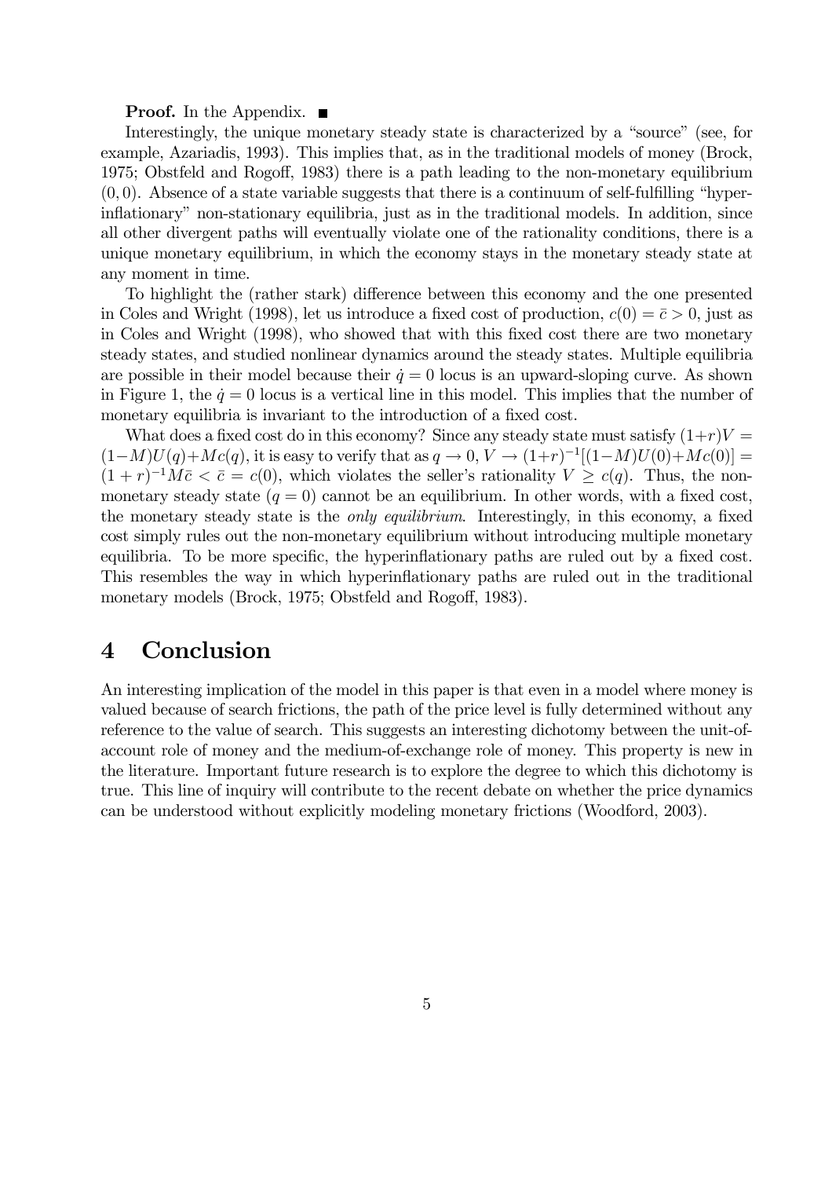**Proof.** In the Appendix. ∎

Interestingly, the unique monetary steady state is characterized by a "source" (see, for example, Azariadis, 1993). This implies that, as in the traditional models of money (Brock, 1975; Obstfeld and Rogoff, 1983) there is a path leading to the non-monetary equilibrium $(0, 0)$. Absence of a state variable suggests that there is a continuum of self-fulfilling "hyperinflationary" non-stationary equilibria, just as in the traditional models. In addition, since all other divergent paths will eventually violate one of the rationality conditions, there is a unique monetary equilibrium, in which the economy stays in the monetary steady state at any moment in time.

To highlight the (rather stark) difference between this economy and the one presented in Coles and Wright (1998), let us introduce a fixed cost of production, $c(0) = \bar{c} > 0$, just as in Coles and Wright (1998), who showed that with this fixed cost there are two monetary steady states, and studied nonlinear dynamics around the steady states. Multiple equilibria are possible in their model because their $\dot{q} = 0$ locus is an upward-sloping curve. As shown in Figure 1, the $\dot{q} = 0$ locus is a vertical line in this model. This implies that the number of monetary equilibria is invariant to the introduction of a fixed cost.

What does a fixed cost do in this economy? Since any steady state must satisfy $(1+r)V = (1-M)U(q)+Mc(q)$, it is easy to verify that as $q \to 0$, $V \to (1+r)^{-1}[(1-M)U(0)+Mc(0)] = (1+r)^{-1}M\bar{c} < \bar{c} = c(0)$, which violates the seller's rationality $V \geq c(q)$. Thus, the non-monetary steady state $(q = 0)$ cannot be an equilibrium. In other words, with a fixed cost, the monetary steady state is the *only equilibrium*. Interestingly, in this economy, a fixed cost simply rules out the non-monetary equilibrium without introducing multiple monetary equilibria. To be more specific, the hyperinflationary paths are ruled out by a fixed cost. This resembles the way in which hyperinflationary paths are ruled out in the traditional monetary models (Brock, 1975; Obstfeld and Rogoff, 1983).

# 4 Conclusion

An interesting implication of the model in this paper is that even in a model where money is valued because of search frictions, the path of the price level is fully determined without any reference to the value of search. This suggests an interesting dichotomy between the unit-of-account role of money and the medium-of-exchange role of money. This property is new in the literature. Important future research is to explore the degree to which this dichotomy is true. This line of inquiry will contribute to the recent debate on whether the price dynamics can be understood without explicitly modeling monetary frictions (Woodford, 2003).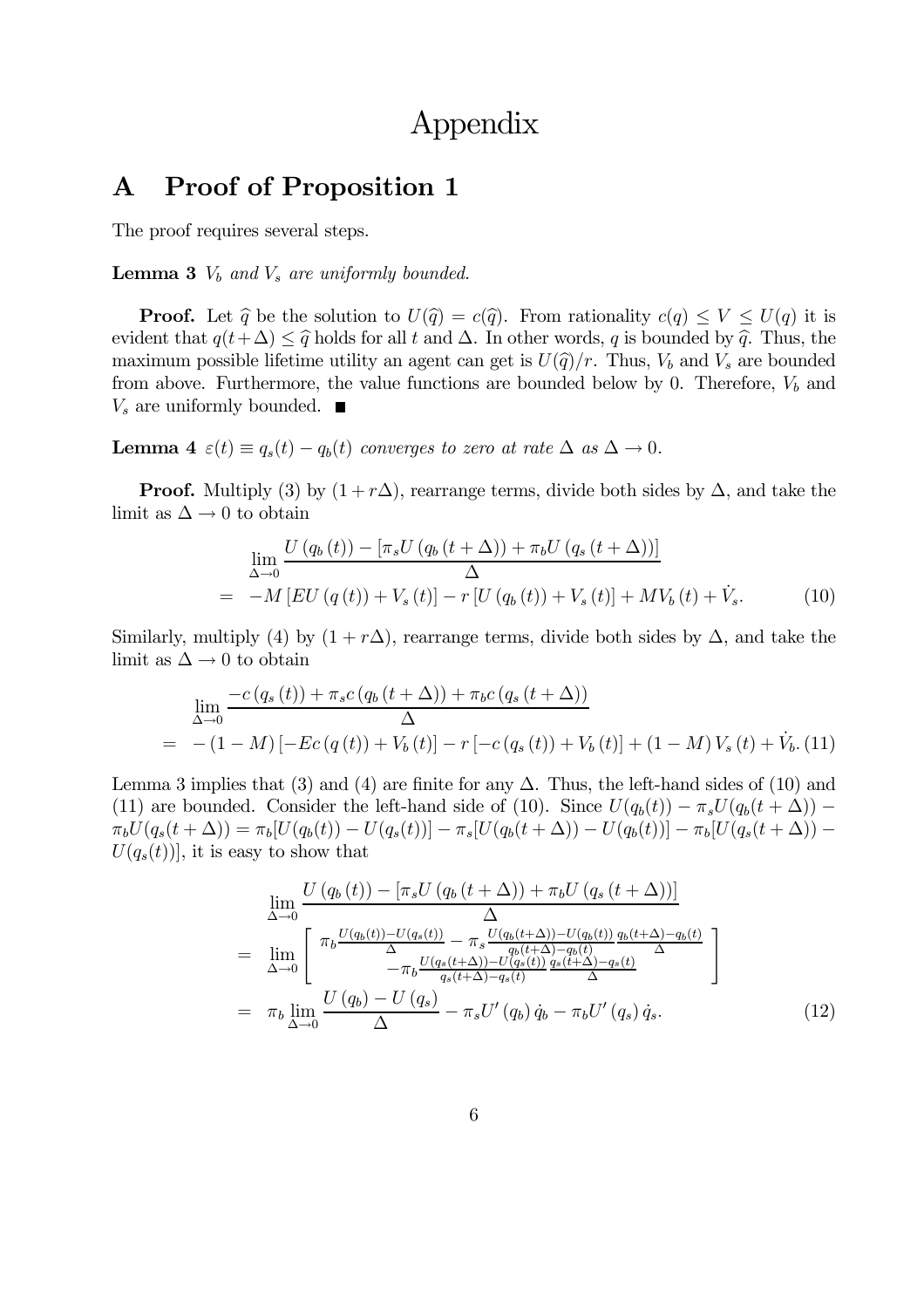# Appendix

## A Proof of Proposition 1

The proof requires several steps.

**Lemma 3** *$V_b$ and $V_s$ are uniformly bounded.*

**Proof.** Let $\widehat{q}$ be the solution to $U(\widehat{q}) = c(\widehat{q})$. From rationality $c(q) \leq V \leq U(q)$ it is evident that $q(t+\Delta) \leq \widehat{q}$ holds for all $t$ and $\Delta$. In other words, $q$ is bounded by $\widehat{q}$. Thus, the maximum possible lifetime utility an agent can get is $U(\widehat{q})/r$. Thus, $V_b$ and $V_s$ are bounded from above. Furthermore, the value functions are bounded below by 0. Therefore, $V_b$ and $V_s$ are uniformly bounded. ■

**Lemma 4** *$\varepsilon(t) \equiv q_s(t) - q_b(t)$ converges to zero at rate $\Delta$ as $\Delta \to 0$.*

**Proof.** Multiply (3) by $(1 + r\Delta)$, rearrange terms, divide both sides by $\Delta$, and take the limit as $\Delta \to 0$ to obtain

$$
\begin{aligned}
& \lim_{\Delta \to 0} \frac{U(q_b(t)) - [\pi_s U(q_b(t+\Delta)) + \pi_b U(q_s(t+\Delta))]}{\Delta} \\
= & \; -M[EU(q(t)) + V_s(t)] - r[U(q_b(t)) + V_s(t)] + MV_b(t) + \dot{V}_s. \qquad (10)
\end{aligned}
$$

Similarly, multiply (4) by $(1 + r\Delta)$, rearrange terms, divide both sides by $\Delta$, and take the limit as $\Delta \to 0$ to obtain

$$
\begin{aligned}
& \lim_{\Delta \to 0} \frac{-c(q_s(t)) + \pi_s c(q_b(t+\Delta)) + \pi_b c(q_s(t+\Delta))}{\Delta} \\
= & \; -(1-M)[-Ec(q(t)) + V_b(t)] - r[-c(q_s(t)) + V_b(t)] + (1-M)V_s(t) + \dot{V}_b. \qquad (11)
\end{aligned}
$$

Lemma 3 implies that (3) and (4) are finite for any $\Delta$. Thus, the left-hand sides of (10) and (11) are bounded. Consider the left-hand side of (10). Since $U(q_b(t)) - \pi_s U(q_b(t+\Delta)) - \pi_b U(q_s(t+\Delta)) = \pi_b[U(q_b(t)) - U(q_s(t))] - \pi_s[U(q_b(t+\Delta)) - U(q_b(t))] - \pi_b[U(q_s(t+\Delta)) - U(q_s(t))]$, it is easy to show that

$$
\begin{aligned}
& \lim_{\Delta \to 0} \frac{U(q_b(t)) - [\pi_s U(q_b(t+\Delta)) + \pi_b U(q_s(t+\Delta))]}{\Delta} \\
= & \lim_{\Delta \to 0} \left[ \begin{array}{c} \pi_b \frac{U(q_b(t)) - U(q_s(t))}{\Delta} - \pi_s \frac{U(q_b(t+\Delta)) - U(q_b(t))}{q_b(t+\Delta) - q_b(t)} \frac{q_b(t+\Delta) - q_b(t)}{\Delta} \\ -\pi_b \frac{U(q_s(t+\Delta)) - U(q_s(t))}{q_s(t+\Delta) - q_s(t)} \frac{q_s(t+\Delta) - q_s(t)}{\Delta} \end{array} \right] \\
= & \; \pi_b \lim_{\Delta \to 0} \frac{U(q_b) - U(q_s)}{\Delta} - \pi_s U'(q_b)\dot{q}_b - \pi_b U'(q_s)\dot{q}_s. \qquad (12)
\end{aligned}
$$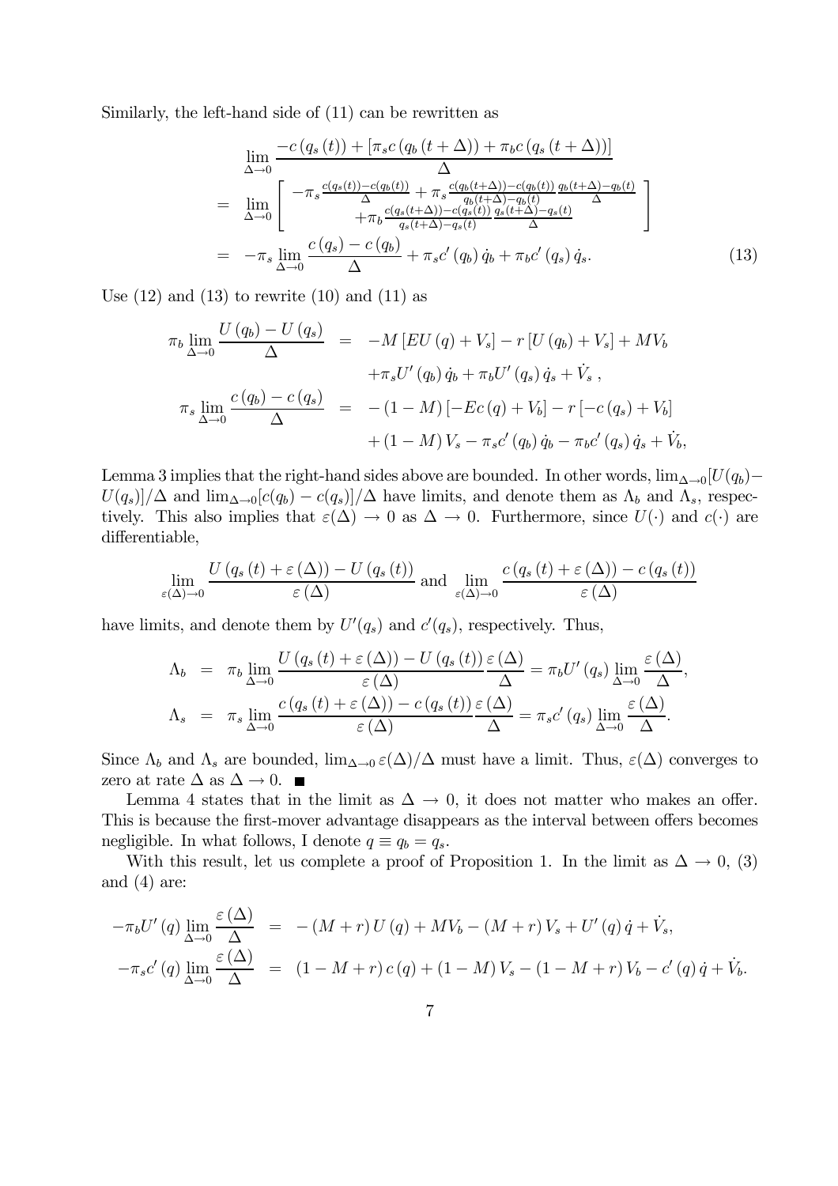Similarly, the left-hand side of (11) can be rewritten as

$$
\begin{aligned}
& \lim_{\Delta \to 0} \frac{-c\left(q_s\left(t\right)\right) + \left[\pi_s c\left(q_b\left(t+\Delta\right)\right) + \pi_b c\left(q_s\left(t+\Delta\right)\right)\right]}{\Delta} \\
= & \lim_{\Delta \to 0} \left[ \begin{array}{c} -\pi_s \frac{c(q_s(t)) - c(q_b(t))}{\Delta} + \pi_s \frac{c(q_b(t+\Delta)) - c(q_b(t))}{q_b(t+\Delta) - q_b(t)} \frac{q_b(t+\Delta) - q_b(t)}{\Delta} \\ + \pi_b \frac{c(q_s(t+\Delta)) - c(q_s(t))}{q_s(t+\Delta) - q_s(t)} \frac{q_s(t+\Delta) - q_s(t)}{\Delta} \end{array} \right] \\
= & -\pi_s \lim_{\Delta \to 0} \frac{c\left(q_s\right) - c\left(q_b\right)}{\Delta} + \pi_s c'\left(q_b\right) \dot{q}_b + \pi_b c'\left(q_s\right) \dot{q}_s. \qquad (13)
\end{aligned}
$$

Use (12) and (13) to rewrite (10) and (11) as

$$
\begin{aligned}
\pi_b \lim_{\Delta \to 0} \frac{U\left(q_b\right) - U\left(q_s\right)}{\Delta} &= -M\left[EU\left(q\right) + V_s\right] - r\left[U\left(q_b\right) + V_s\right] + MV_b \\
&\quad + \pi_s U'\left(q_b\right) \dot{q}_b + \pi_b U'\left(q_s\right) \dot{q}_s + \dot{V}_s\ , \\
\pi_s \lim_{\Delta \to 0} \frac{c\left(q_b\right) - c\left(q_s\right)}{\Delta} &= -\left(1-M\right)\left[-Ec\left(q\right) + V_b\right] - r\left[-c\left(q_s\right) + V_b\right] \\
&\quad + \left(1-M\right) V_s - \pi_s c'\left(q_b\right) \dot{q}_b - \pi_b c'\left(q_s\right) \dot{q}_s + \dot{V}_b,
\end{aligned}
$$

Lemma 3 implies that the right-hand sides above are bounded. In other words, $\lim_{\Delta \to 0}[U(q_b) - U(q_s)]/\Delta$ and $\lim_{\Delta \to 0}[c(q_b) - c(q_s)]/\Delta$ have limits, and denote them as $\Lambda_b$ and $\Lambda_s$, respectively. This also implies that $\varepsilon(\Delta) \to 0$ as $\Delta \to 0$. Furthermore, since $U(\cdot)$ and $c(\cdot)$ are differentiable,

$$
\lim_{\varepsilon(\Delta) \to 0} \frac{U\left(q_s\left(t\right) + \varepsilon\left(\Delta\right)\right) - U\left(q_s\left(t\right)\right)}{\varepsilon\left(\Delta\right)} \text{ and } \lim_{\varepsilon(\Delta) \to 0} \frac{c\left(q_s\left(t\right) + \varepsilon\left(\Delta\right)\right) - c\left(q_s\left(t\right)\right)}{\varepsilon\left(\Delta\right)}
$$

have limits, and denote them by $U'(q_s)$ and $c'(q_s)$, respectively. Thus,

$$
\begin{aligned}
\Lambda_b &= \pi_b \lim_{\Delta \to 0} \frac{U\left(q_s\left(t\right) + \varepsilon\left(\Delta\right)\right) - U\left(q_s\left(t\right)\right)}{\varepsilon\left(\Delta\right)} \frac{\varepsilon\left(\Delta\right)}{\Delta} = \pi_b U'\left(q_s\right) \lim_{\Delta \to 0} \frac{\varepsilon\left(\Delta\right)}{\Delta}, \\
\Lambda_s &= \pi_s \lim_{\Delta \to 0} \frac{c\left(q_s\left(t\right) + \varepsilon\left(\Delta\right)\right) - c\left(q_s\left(t\right)\right)}{\varepsilon\left(\Delta\right)} \frac{\varepsilon\left(\Delta\right)}{\Delta} = \pi_s c'\left(q_s\right) \lim_{\Delta \to 0} \frac{\varepsilon\left(\Delta\right)}{\Delta}.
\end{aligned}
$$

Since $\Lambda_b$ and $\Lambda_s$ are bounded, $\lim_{\Delta \to 0} \varepsilon(\Delta)/\Delta$ must have a limit. Thus, $\varepsilon(\Delta)$ converges to zero at rate $\Delta$ as $\Delta \to 0$. ∎

Lemma 4 states that in the limit as $\Delta \to 0$, it does not matter who makes an offer. This is because the first-mover advantage disappears as the interval between offers becomes negligible. In what follows, I denote $q \equiv q_b = q_s$.

With this result, let us complete a proof of Proposition 1. In the limit as $\Delta \to 0$, (3) and (4) are:

$$
\begin{aligned}
-\pi_b U'\left(q\right) \lim_{\Delta \to 0} \frac{\varepsilon\left(\Delta\right)}{\Delta} &= -\left(M+r\right) U\left(q\right) + MV_b - \left(M+r\right) V_s + U'\left(q\right) \dot{q} + \dot{V}_s, \\
-\pi_s c'\left(q\right) \lim_{\Delta \to 0} \frac{\varepsilon\left(\Delta\right)}{\Delta} &= \left(1-M+r\right) c\left(q\right) + \left(1-M\right) V_s - \left(1-M+r\right) V_b - c'\left(q\right) \dot{q} + \dot{V}_b.
\end{aligned}
$$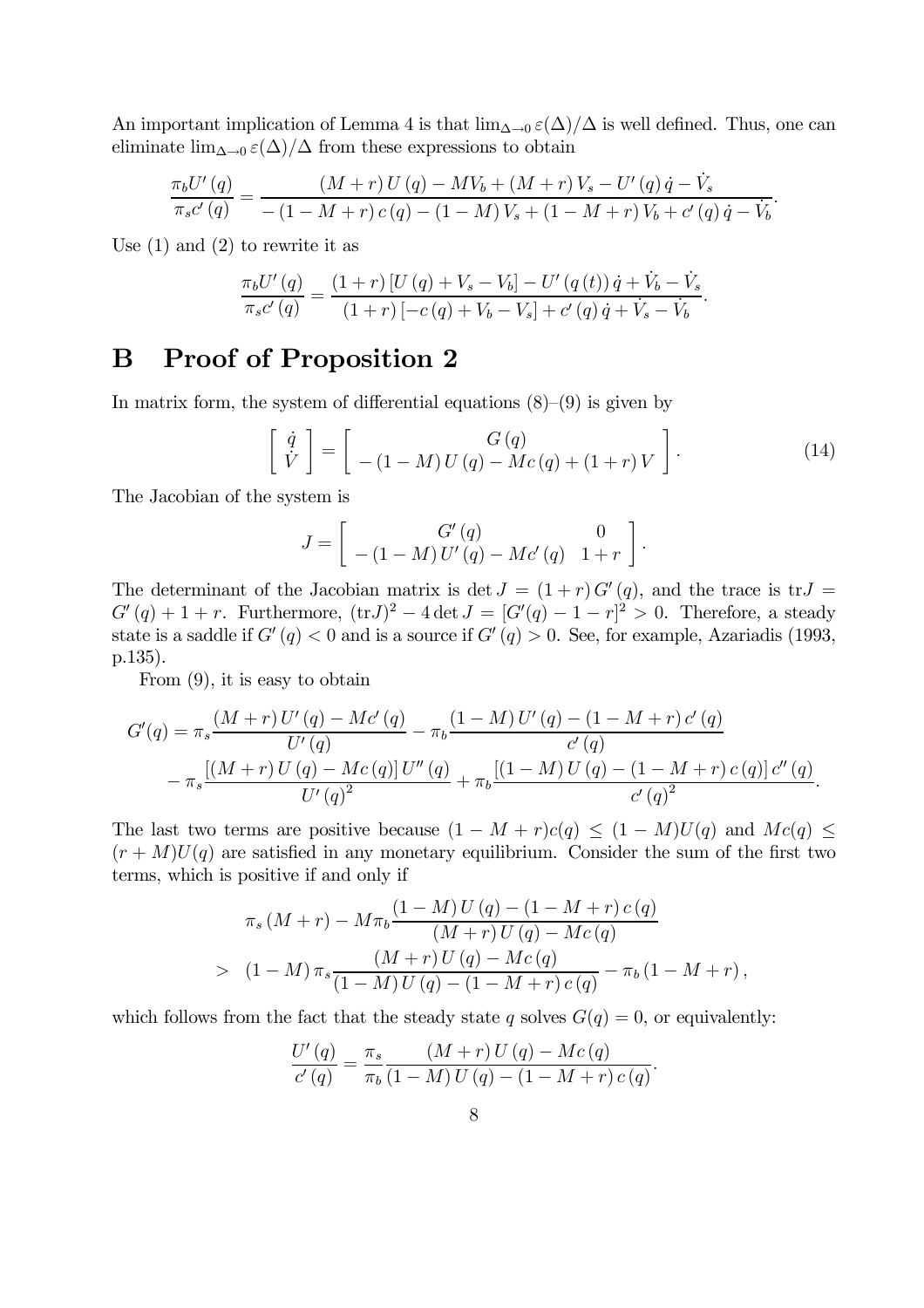An important implication of Lemma 4 is that $\lim_{\Delta\to 0}\varepsilon(\Delta)/\Delta$ is well defined. Thus, one can eliminate $\lim_{\Delta\to 0}\varepsilon(\Delta)/\Delta$ from these expressions to obtain

$$\frac{\pi_b U'(q)}{\pi_s c'(q)} = \frac{(M+r)\,U(q) - MV_b + (M+r)\,V_s - U'(q)\,\dot{q} - \dot{V}_s}{-(1-M+r)\,c(q) - (1-M)\,V_s + (1-M+r)\,V_b + c'(q)\,\dot{q} - \dot{V}_b}.$$

Use (1) and (2) to rewrite it as

$$\frac{\pi_b U'(q)}{\pi_s c'(q)} = \frac{(1+r)\left[U(q) + V_s - V_b\right] - U'(q(t))\,\dot{q} + \dot{V}_b - \dot{V}_s}{(1+r)\left[-c(q) + V_b - V_s\right] + c'(q)\,\dot{q} + \dot{V}_s - \dot{V}_b}.$$

# B Proof of Proposition 2

In matrix form, the system of differential equations (8)–(9) is given by

$$\begin{bmatrix} \dot{q} \\ \dot{V} \end{bmatrix} = \begin{bmatrix} G(q) \\ -(1-M)\,U(q) - Mc(q) + (1+r)\,V \end{bmatrix}. \tag{14}$$

The Jacobian of the system is

$$J = \begin{bmatrix} G'(q) & 0 \\ -(1-M)\,U'(q) - Mc'(q) & 1+r \end{bmatrix}.$$

The determinant of the Jacobian matrix is $\det J = (1+r)\,G'(q)$, and the trace is $\text{tr}J = G'(q) + 1 + r$. Furthermore, $(\text{tr}J)^2 - 4\det J = [G'(q) - 1 - r]^2 > 0$. Therefore, a steady state is a saddle if $G'(q) < 0$ and is a source if $G'(q) > 0$. See, for example, Azariadis (1993, p.135).

From (9), it is easy to obtain

$$\begin{aligned} G'(q) &= \pi_s \frac{(M+r)\,U'(q) - Mc'(q)}{U'(q)} - \pi_b \frac{(1-M)\,U'(q) - (1-M+r)\,c'(q)}{c'(q)} \\ &\quad - \pi_s \frac{\left[(M+r)\,U(q) - Mc(q)\right]U''(q)}{U'(q)^2} + \pi_b \frac{\left[(1-M)\,U(q) - (1-M+r)\,c(q)\right]c''(q)}{c'(q)^2}. \end{aligned}$$

The last two terms are positive because $(1-M+r)c(q) \leq (1-M)U(q)$ and $Mc(q) \leq (r+M)U(q)$ are satisfied in any monetary equilibrium. Consider the sum of the first two terms, which is positive if and only if

$$\begin{aligned} &\pi_s\,(M+r) - M\pi_b \frac{(1-M)\,U(q) - (1-M+r)\,c(q)}{(M+r)\,U(q) - Mc(q)} \\ &> \; (1-M)\,\pi_s \frac{(M+r)\,U(q) - Mc(q)}{(1-M)\,U(q) - (1-M+r)\,c(q)} - \pi_b\,(1-M+r)\,, \end{aligned}$$

which follows from the fact that the steady state $q$ solves $G(q) = 0$, or equivalently:

$$\frac{U'(q)}{c'(q)} = \frac{\pi_s}{\pi_b} \frac{(M+r)\,U(q) - Mc(q)}{(1-M)\,U(q) - (1-M+r)\,c(q)}.$$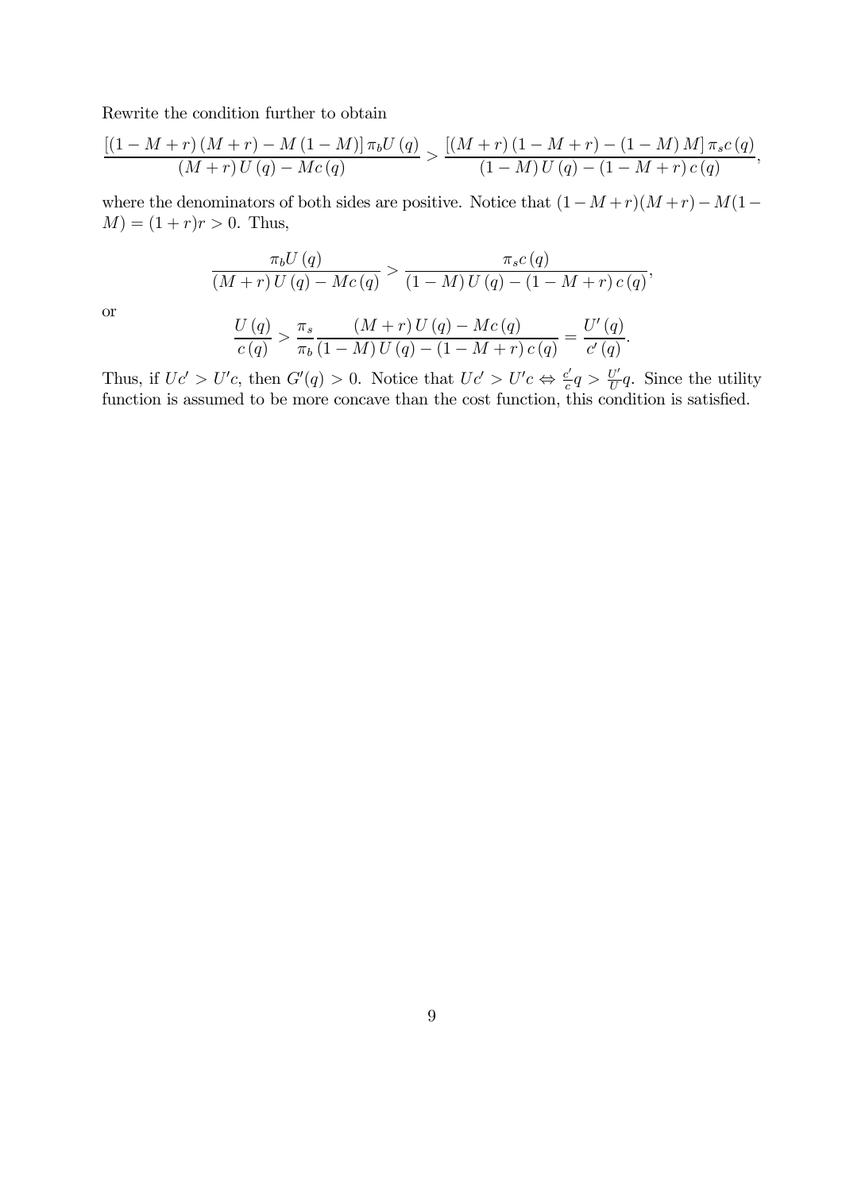Rewrite the condition further to obtain

$$\frac{\left[(1-M+r)(M+r)-M(1-M)\right]\pi_b U(q)}{(M+r)U(q)-Mc(q)} > \frac{\left[(M+r)(1-M+r)-(1-M)M\right]\pi_s c(q)}{(1-M)U(q)-(1-M+r)c(q)},$$

where the denominators of both sides are positive. Notice that $(1-M+r)(M+r)-M(1-M)=(1+r)r>0$. Thus,

$$\frac{\pi_b U(q)}{(M+r)U(q)-Mc(q)} > \frac{\pi_s c(q)}{(1-M)U(q)-(1-M+r)c(q)},$$

or

$$\frac{U(q)}{c(q)} > \frac{\pi_s}{\pi_b}\frac{(M+r)U(q)-Mc(q)}{(1-M)U(q)-(1-M+r)c(q)} = \frac{U'(q)}{c'(q)}.$$

Thus, if $Uc' > U'c$, then $G'(q) > 0$. Notice that $Uc' > U'c \Leftrightarrow \frac{c'}{c}q > \frac{U'}{U}q$. Since the utility function is assumed to be more concave than the cost function, this condition is satisfied.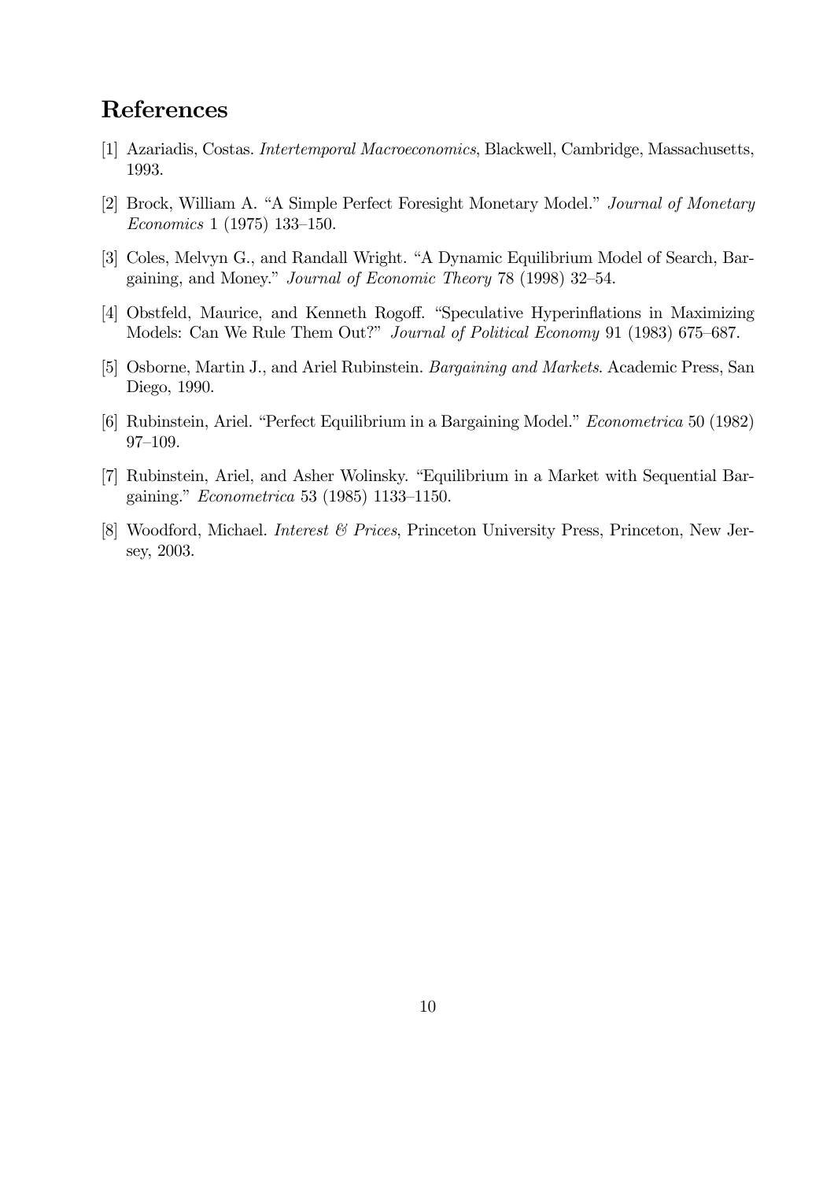## References

[1] Azariadis, Costas. *Intertemporal Macroeconomics*, Blackwell, Cambridge, Massachusetts, 1993.

[2] Brock, William A. "A Simple Perfect Foresight Monetary Model." *Journal of Monetary Economics* 1 (1975) 133–150.

[3] Coles, Melvyn G., and Randall Wright. "A Dynamic Equilibrium Model of Search, Bargaining, and Money." *Journal of Economic Theory* 78 (1998) 32–54.

[4] Obstfeld, Maurice, and Kenneth Rogoff. "Speculative Hyperinflations in Maximizing Models: Can We Rule Them Out?" *Journal of Political Economy* 91 (1983) 675–687.

[5] Osborne, Martin J., and Ariel Rubinstein. *Bargaining and Markets*. Academic Press, San Diego, 1990.

[6] Rubinstein, Ariel. "Perfect Equilibrium in a Bargaining Model." *Econometrica* 50 (1982) 97–109.

[7] Rubinstein, Ariel, and Asher Wolinsky. "Equilibrium in a Market with Sequential Bargaining." *Econometrica* 53 (1985) 1133–1150.

[8] Woodford, Michael. *Interest & Prices*, Princeton University Press, Princeton, New Jersey, 2003.